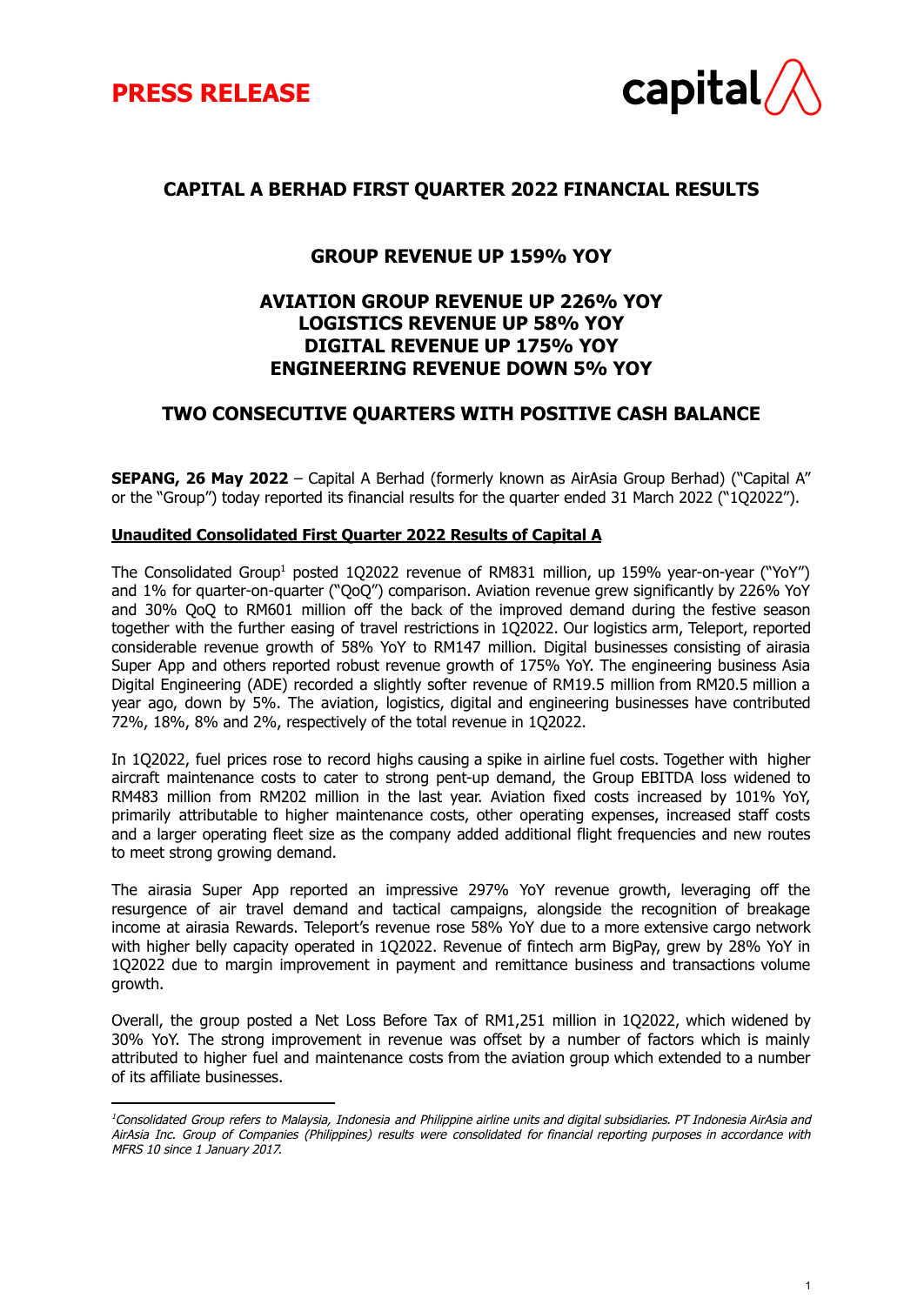**PRESS RELEASE**

# CAPITAL A BERHAD FIRST QUARTER 2022 FINANCIAL RESULTS

## GROUP REVENUE UP 159% YOY

## AVIATION GROUP REVENUE UP 226% YOY
## LOGISTICS REVENUE UP 58% YOY
## DIGITAL REVENUE UP 175% YOY
## ENGINEERING REVENUE DOWN 5% YOY

## TWO CONSECUTIVE QUARTERS WITH POSITIVE CASH BALANCE

**SEPANG, 26 May 2022** – Capital A Berhad (formerly known as AirAsia Group Berhad) ("Capital A" or the "Group") today reported its financial results for the quarter ended 31 March 2022 ("1Q2022").

**Unaudited Consolidated First Quarter 2022 Results of Capital A**

The Consolidated Group[1] posted 1Q2022 revenue of RM831 million, up 159% year-on-year ("YoY") and 1% for quarter-on-quarter ("QoQ") comparison. Aviation revenue grew significantly by 226% YoY and 30% QoQ to RM601 million off the back of the improved demand during the festive season together with the further easing of travel restrictions in 1Q2022. Our logistics arm, Teleport, reported considerable revenue growth of 58% YoY to RM147 million. Digital businesses consisting of airasia Super App and others reported robust revenue growth of 175% YoY. The engineering business Asia Digital Engineering (ADE) recorded a slightly softer revenue of RM19.5 million from RM20.5 million a year ago, down by 5%. The aviation, logistics, digital and engineering businesses have contributed 72%, 18%, 8% and 2%, respectively of the total revenue in 1Q2022.

In 1Q2022, fuel prices rose to record highs causing a spike in airline fuel costs. Together with higher aircraft maintenance costs to cater to strong pent-up demand, the Group EBITDA loss widened to RM483 million from RM202 million in the last year. Aviation fixed costs increased by 101% YoY, primarily attributable to higher maintenance costs, other operating expenses, increased staff costs and a larger operating fleet size as the company added additional flight frequencies and new routes to meet strong growing demand.

The airasia Super App reported an impressive 297% YoY revenue growth, leveraging off the resurgence of air travel demand and tactical campaigns, alongside the recognition of breakage income at airasia Rewards. Teleport's revenue rose 58% YoY due to a more extensive cargo network with higher belly capacity operated in 1Q2022. Revenue of fintech arm BigPay, grew by 28% YoY in 1Q2022 due to margin improvement in payment and remittance business and transactions volume growth.

Overall, the group posted a Net Loss Before Tax of RM1,251 million in 1Q2022, which widened by 30% YoY. The strong improvement in revenue was offset by a number of factors which is mainly attributed to higher fuel and maintenance costs from the aviation group which extended to a number of its affiliate businesses.

---

[1] *Consolidated Group refers to Malaysia, Indonesia and Philippine airline units and digital subsidiaries. PT Indonesia AirAsia and AirAsia Inc. Group of Companies (Philippines) results were consolidated for financial reporting purposes in accordance with MFRS 10 since 1 January 2017.*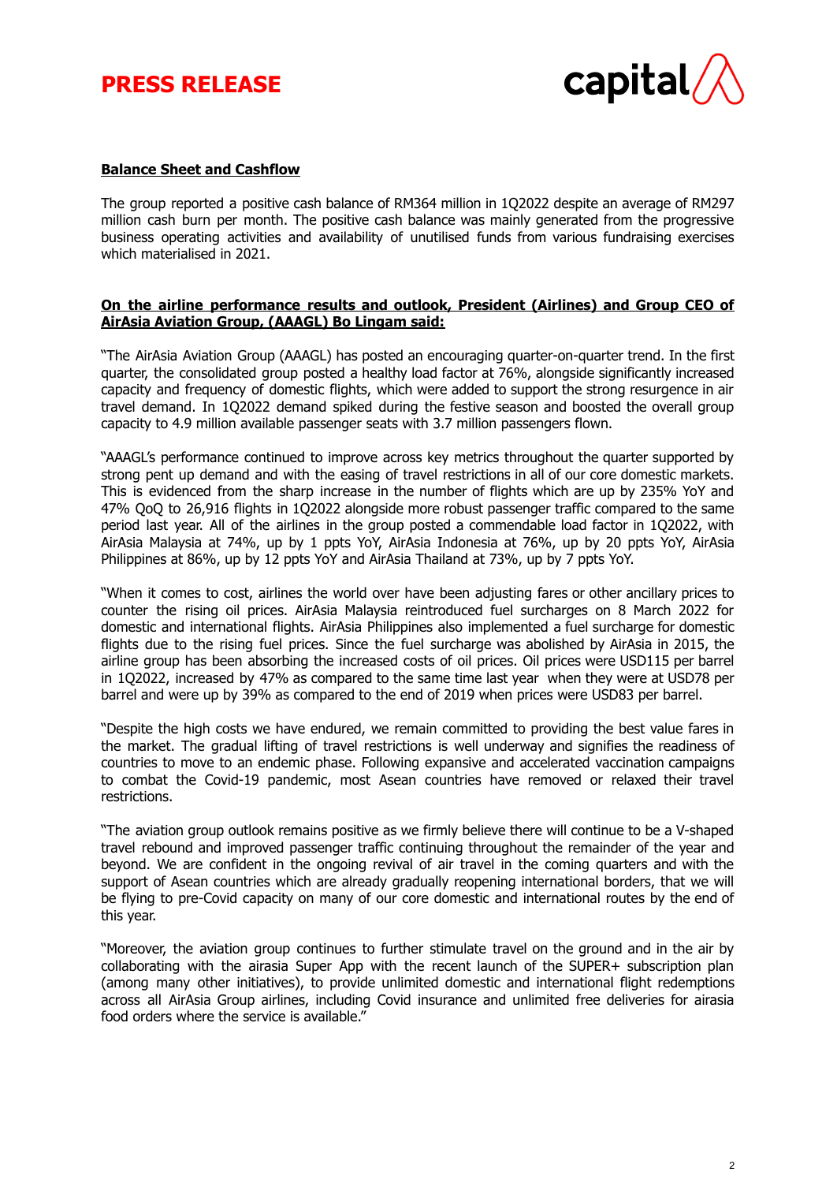**PRESS RELEASE**

**Balance Sheet and Cashflow**

The group reported a positive cash balance of RM364 million in 1Q2022 despite an average of RM297 million cash burn per month. The positive cash balance was mainly generated from the progressive business operating activities and availability of unutilised funds from various fundraising exercises which materialised in 2021.

**On the airline performance results and outlook, President (Airlines) and Group CEO of AirAsia Aviation Group, (AAAGL) Bo Lingam said:**

"The AirAsia Aviation Group (AAAGL) has posted an encouraging quarter-on-quarter trend. In the first quarter, the consolidated group posted a healthy load factor at 76%, alongside significantly increased capacity and frequency of domestic flights, which were added to support the strong resurgence in air travel demand. In 1Q2022 demand spiked during the festive season and boosted the overall group capacity to 4.9 million available passenger seats with 3.7 million passengers flown.

"AAAGL's performance continued to improve across key metrics throughout the quarter supported by strong pent up demand and with the easing of travel restrictions in all of our core domestic markets. This is evidenced from the sharp increase in the number of flights which are up by 235% YoY and 47% QoQ to 26,916 flights in 1Q2022 alongside more robust passenger traffic compared to the same period last year. All of the airlines in the group posted a commendable load factor in 1Q2022, with AirAsia Malaysia at 74%, up by 1 ppts YoY, AirAsia Indonesia at 76%, up by 20 ppts YoY, AirAsia Philippines at 86%, up by 12 ppts YoY and AirAsia Thailand at 73%, up by 7 ppts YoY.

"When it comes to cost, airlines the world over have been adjusting fares or other ancillary prices to counter the rising oil prices. AirAsia Malaysia reintroduced fuel surcharges on 8 March 2022 for domestic and international flights. AirAsia Philippines also implemented a fuel surcharge for domestic flights due to the rising fuel prices. Since the fuel surcharge was abolished by AirAsia in 2015, the airline group has been absorbing the increased costs of oil prices. Oil prices were USD115 per barrel in 1Q2022, increased by 47% as compared to the same time last year when they were at USD78 per barrel and were up by 39% as compared to the end of 2019 when prices were USD83 per barrel.

"Despite the high costs we have endured, we remain committed to providing the best value fares in the market. The gradual lifting of travel restrictions is well underway and signifies the readiness of countries to move to an endemic phase. Following expansive and accelerated vaccination campaigns to combat the Covid-19 pandemic, most Asean countries have removed or relaxed their travel restrictions.

"The aviation group outlook remains positive as we firmly believe there will continue to be a V-shaped travel rebound and improved passenger traffic continuing throughout the remainder of the year and beyond. We are confident in the ongoing revival of air travel in the coming quarters and with the support of Asean countries which are already gradually reopening international borders, that we will be flying to pre-Covid capacity on many of our core domestic and international routes by the end of this year.

"Moreover, the aviation group continues to further stimulate travel on the ground and in the air by collaborating with the airasia Super App with the recent launch of the SUPER+ subscription plan (among many other initiatives), to provide unlimited domestic and international flight redemptions across all AirAsia Group airlines, including Covid insurance and unlimited free deliveries for airasia food orders where the service is available."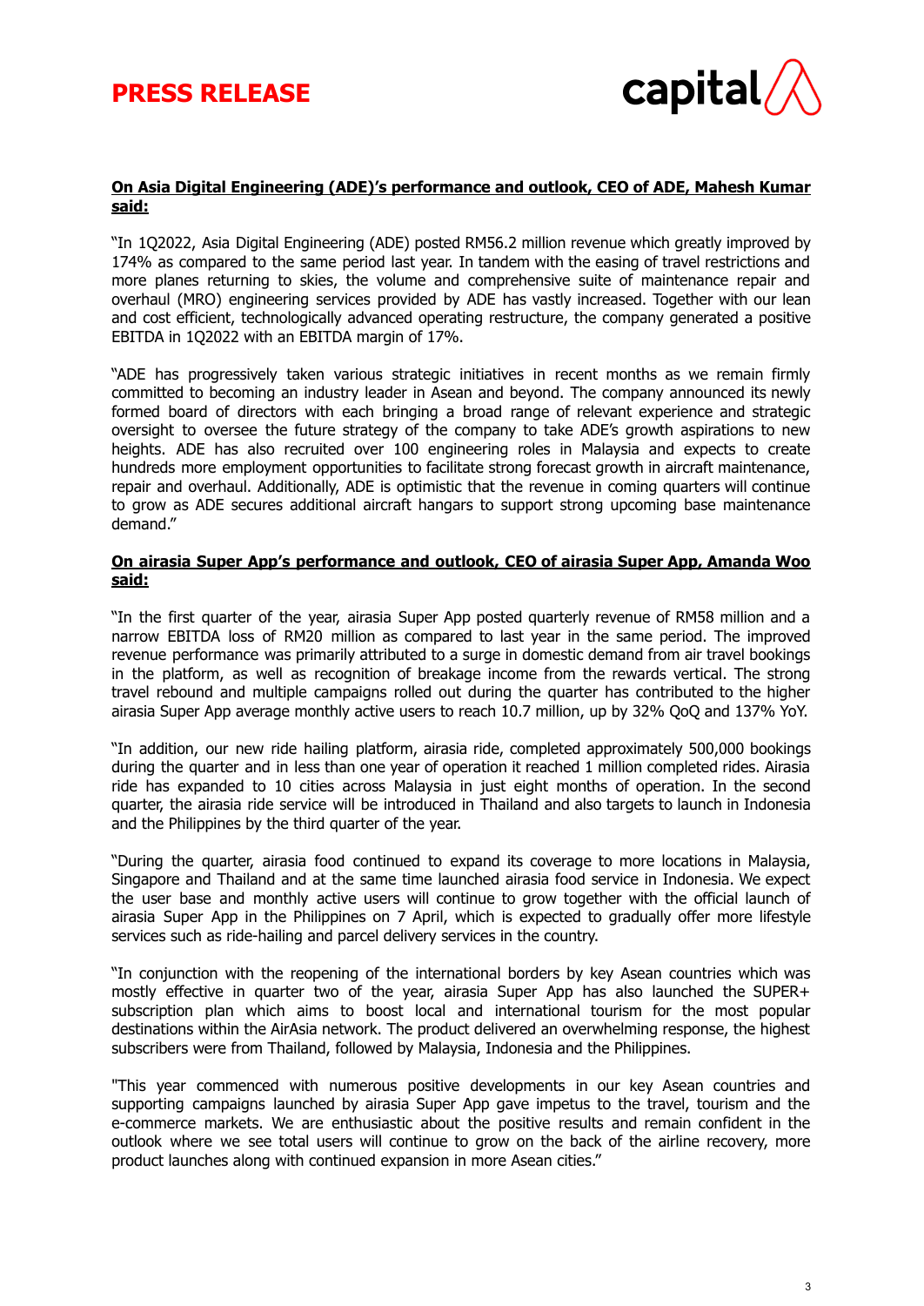**PRESS RELEASE**

**On Asia Digital Engineering (ADE)'s performance and outlook, CEO of ADE, Mahesh Kumar said:**

"In 1Q2022, Asia Digital Engineering (ADE) posted RM56.2 million revenue which greatly improved by 174% as compared to the same period last year. In tandem with the easing of travel restrictions and more planes returning to skies, the volume and comprehensive suite of maintenance repair and overhaul (MRO) engineering services provided by ADE has vastly increased. Together with our lean and cost efficient, technologically advanced operating restructure, the company generated a positive EBITDA in 1Q2022 with an EBITDA margin of 17%.

"ADE has progressively taken various strategic initiatives in recent months as we remain firmly committed to becoming an industry leader in Asean and beyond. The company announced its newly formed board of directors with each bringing a broad range of relevant experience and strategic oversight to oversee the future strategy of the company to take ADE's growth aspirations to new heights. ADE has also recruited over 100 engineering roles in Malaysia and expects to create hundreds more employment opportunities to facilitate strong forecast growth in aircraft maintenance, repair and overhaul. Additionally, ADE is optimistic that the revenue in coming quarters will continue to grow as ADE secures additional aircraft hangars to support strong upcoming base maintenance demand."

**On airasia Super App's performance and outlook, CEO of airasia Super App, Amanda Woo said:**

"In the first quarter of the year, airasia Super App posted quarterly revenue of RM58 million and a narrow EBITDA loss of RM20 million as compared to last year in the same period. The improved revenue performance was primarily attributed to a surge in domestic demand from air travel bookings in the platform, as well as recognition of breakage income from the rewards vertical. The strong travel rebound and multiple campaigns rolled out during the quarter has contributed to the higher airasia Super App average monthly active users to reach 10.7 million, up by 32% QoQ and 137% YoY.

"In addition, our new ride hailing platform, airasia ride, completed approximately 500,000 bookings during the quarter and in less than one year of operation it reached 1 million completed rides. Airasia ride has expanded to 10 cities across Malaysia in just eight months of operation. In the second quarter, the airasia ride service will be introduced in Thailand and also targets to launch in Indonesia and the Philippines by the third quarter of the year.

"During the quarter, airasia food continued to expand its coverage to more locations in Malaysia, Singapore and Thailand and at the same time launched airasia food service in Indonesia. We expect the user base and monthly active users will continue to grow together with the official launch of airasia Super App in the Philippines on 7 April, which is expected to gradually offer more lifestyle services such as ride-hailing and parcel delivery services in the country.

"In conjunction with the reopening of the international borders by key Asean countries which was mostly effective in quarter two of the year, airasia Super App has also launched the SUPER+ subscription plan which aims to boost local and international tourism for the most popular destinations within the AirAsia network. The product delivered an overwhelming response, the highest subscribers were from Thailand, followed by Malaysia, Indonesia and the Philippines.

"This year commenced with numerous positive developments in our key Asean countries and supporting campaigns launched by airasia Super App gave impetus to the travel, tourism and the e-commerce markets. We are enthusiastic about the positive results and remain confident in the outlook where we see total users will continue to grow on the back of the airline recovery, more product launches along with continued expansion in more Asean cities."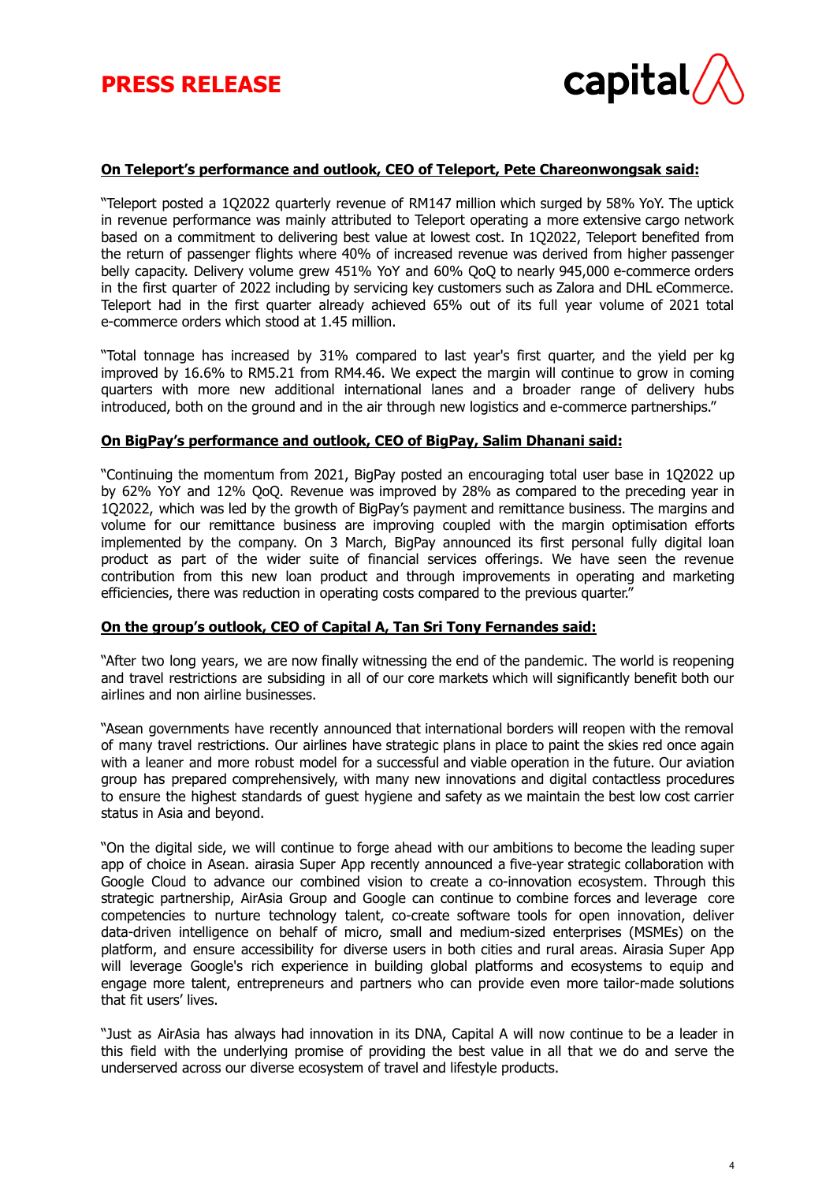**On Teleport's performance and outlook, CEO of Teleport, Pete Chareonwongsak said:**

"Teleport posted a 1Q2022 quarterly revenue of RM147 million which surged by 58% YoY. The uptick in revenue performance was mainly attributed to Teleport operating a more extensive cargo network based on a commitment to delivering best value at lowest cost. In 1Q2022, Teleport benefited from the return of passenger flights where 40% of increased revenue was derived from higher passenger belly capacity. Delivery volume grew 451% YoY and 60% QoQ to nearly 945,000 e-commerce orders in the first quarter of 2022 including by servicing key customers such as Zalora and DHL eCommerce. Teleport had in the first quarter already achieved 65% out of its full year volume of 2021 total e-commerce orders which stood at 1.45 million.

"Total tonnage has increased by 31% compared to last year's first quarter, and the yield per kg improved by 16.6% to RM5.21 from RM4.46. We expect the margin will continue to grow in coming quarters with more new additional international lanes and a broader range of delivery hubs introduced, both on the ground and in the air through new logistics and e-commerce partnerships."

**On BigPay's performance and outlook, CEO of BigPay, Salim Dhanani said:**

"Continuing the momentum from 2021, BigPay posted an encouraging total user base in 1Q2022 up by 62% YoY and 12% QoQ. Revenue was improved by 28% as compared to the preceding year in 1Q2022, which was led by the growth of BigPay's payment and remittance business. The margins and volume for our remittance business are improving coupled with the margin optimisation efforts implemented by the company. On 3 March, BigPay announced its first personal fully digital loan product as part of the wider suite of financial services offerings. We have seen the revenue contribution from this new loan product and through improvements in operating and marketing efficiencies, there was reduction in operating costs compared to the previous quarter."

**On the group's outlook, CEO of Capital A, Tan Sri Tony Fernandes said:**

"After two long years, we are now finally witnessing the end of the pandemic. The world is reopening and travel restrictions are subsiding in all of our core markets which will significantly benefit both our airlines and non airline businesses.

"Asean governments have recently announced that international borders will reopen with the removal of many travel restrictions. Our airlines have strategic plans in place to paint the skies red once again with a leaner and more robust model for a successful and viable operation in the future. Our aviation group has prepared comprehensively, with many new innovations and digital contactless procedures to ensure the highest standards of guest hygiene and safety as we maintain the best low cost carrier status in Asia and beyond.

"On the digital side, we will continue to forge ahead with our ambitions to become the leading super app of choice in Asean. airasia Super App recently announced a five-year strategic collaboration with Google Cloud to advance our combined vision to create a co-innovation ecosystem. Through this strategic partnership, AirAsia Group and Google can continue to combine forces and leverage core competencies to nurture technology talent, co-create software tools for open innovation, deliver data-driven intelligence on behalf of micro, small and medium-sized enterprises (MSMEs) on the platform, and ensure accessibility for diverse users in both cities and rural areas. Airasia Super App will leverage Google's rich experience in building global platforms and ecosystems to equip and engage more talent, entrepreneurs and partners who can provide even more tailor-made solutions that fit users' lives.

"Just as AirAsia has always had innovation in its DNA, Capital A will now continue to be a leader in this field with the underlying promise of providing the best value in all that we do and serve the underserved across our diverse ecosystem of travel and lifestyle products.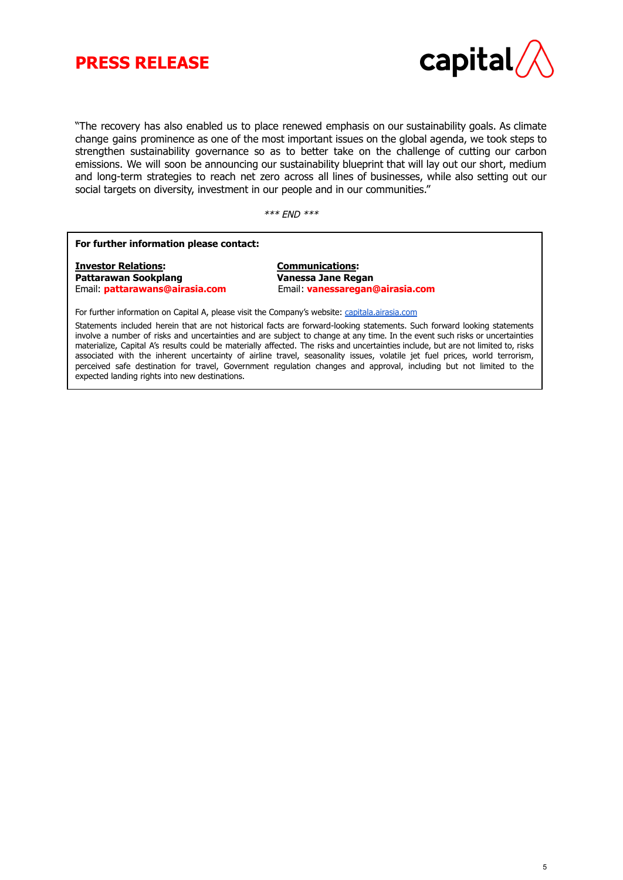# PRESS RELEASE

"The recovery has also enabled us to place renewed emphasis on our sustainability goals. As climate change gains prominence as one of the most important issues on the global agenda, we took steps to strengthen sustainability governance so as to better take on the challenge of cutting our carbon emissions. We will soon be announcing our sustainability blueprint that will lay out our short, medium and long-term strategies to reach net zero across all lines of businesses, while also setting out our social targets on diversity, investment in our people and in our communities."

*\*\*\* END \*\*\**

**For further information please contact:**

**Investor Relations:**
**Pattarawan Sookplang**
Email: **pattarawans@airasia.com**

**Communications:**
**Vanessa Jane Regan**
Email: **vanessaregan@airasia.com**

For further information on Capital A, please visit the Company's website: capitala.airasia.com

Statements included herein that are not historical facts are forward-looking statements. Such forward looking statements involve a number of risks and uncertainties and are subject to change at any time. In the event such risks or uncertainties materialize, Capital A's results could be materially affected. The risks and uncertainties include, but are not limited to, risks associated with the inherent uncertainty of airline travel, seasonality issues, volatile jet fuel prices, world terrorism, perceived safe destination for travel, Government regulation changes and approval, including but not limited to the expected landing rights into new destinations.